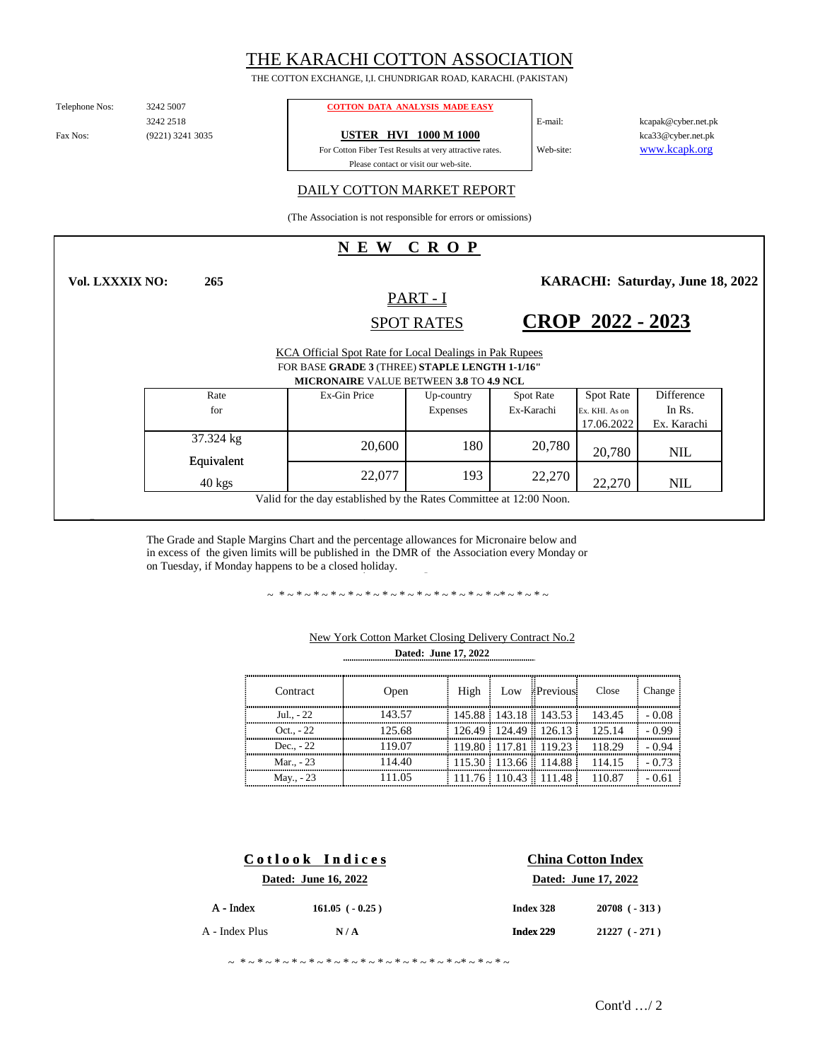# THE KARACHI COTTON ASSOCIATION

THE COTTON EXCHANGE, I,I. CHUNDRIGAR ROAD, KARACHI. (PAKISTAN)

Telephone Nos: 3242 5007
3242 2518

Fax Nos: (9221) 3241 3035

**COTTON DATA ANALYSIS MADE EASY**

**USTER HVI 1000 M 1000**

For Cotton Fiber Test Results at very attractive rates.
Please contact or visit our web-site.

E-mail: kcapak@cyber.net.pk
kca33@cyber.net.pk

Web-site: www.kcapk.org

## DAILY COTTON MARKET REPORT

(The Association is not responsible for errors or omissions)

## N E W C R O P

**Vol. LXXXIX NO: 265** **KARACHI: Saturday, June 18, 2022**

### PART - I

### SPOT RATES

## CROP 2022 - 2023

KCA Official Spot Rate for Local Dealings in Pak Rupees
FOR BASE **GRADE 3** (THREE) **STAPLE LENGTH 1-1/16"**
**MICRONAIRE** VALUE BETWEEN **3.8** TO **4.9 NCL**

| Rate for | Ex-Gin Price | Up-country Expenses | Spot Rate Ex-Karachi | Spot Rate Ex. KHI. As on 17.06.2022 | Difference In Rs. Ex. Karachi |
|---|---|---|---|---|---|
| 37.324 kg | 20,600 | 180 | 20,780 | 20,780 | NIL |
| Equivalent 40 kgs | 22,077 | 193 | 22,270 | 22,270 | NIL |

Valid for the day established by the Rates Committee at 12:00 Noon.

The Grade and Staple Margins Chart and the percentage allowances for Micronaire below and in excess of the given limits will be published in the DMR of the Association every Monday or on Tuesday, if Monday happens to be a closed holiday.

~ * ~ * ~ * ~ * ~ * ~ * ~ * ~ * ~ * ~ * ~ * ~ * ~ * ~ * ~ * ~* ~ * ~ * ~

New York Cotton Market Closing Delivery Contract No.2

**Dated: June 17, 2022**

| Contract | Open | High | Low | Previous | Close | Change |
|---|---|---|---|---|---|---|
| Jul., - 22 | 143.57 | 145.88 | 143.18 | 143.53 | 143.45 | - 0.08 |
| Oct., - 22 | 125.68 | 126.49 | 124.49 | 126.13 | 125.14 | - 0.99 |
| Dec., - 22 | 119.07 | 119.80 | 117.81 | 119.23 | 118.29 | - 0.94 |
| Mar., - 23 | 114.40 | 115.30 | 113.66 | 114.88 | 114.15 | - 0.73 |
| May., - 23 | 111.05 | 111.76 | 110.43 | 111.48 | 110.87 | - 0.61 |

**Cotlook Indices**

**Dated: June 16, 2022**

| | |
|---|---|
| A - Index | **161.05 ( - 0.25 )** |
| A - Index Plus | **N / A** |

**China Cotton Index**

**Dated: June 17, 2022**

| | |
|---|---|
| **Index 328** | **20708 ( - 313 )** |
| **Index 229** | **21227 ( - 271 )** |

~ * ~ * ~ * ~ * ~ * ~ * ~ * ~ * ~ * ~ * ~ * ~ * ~ * ~ * ~ * ~* ~ * ~ * ~

Cont'd …/ 2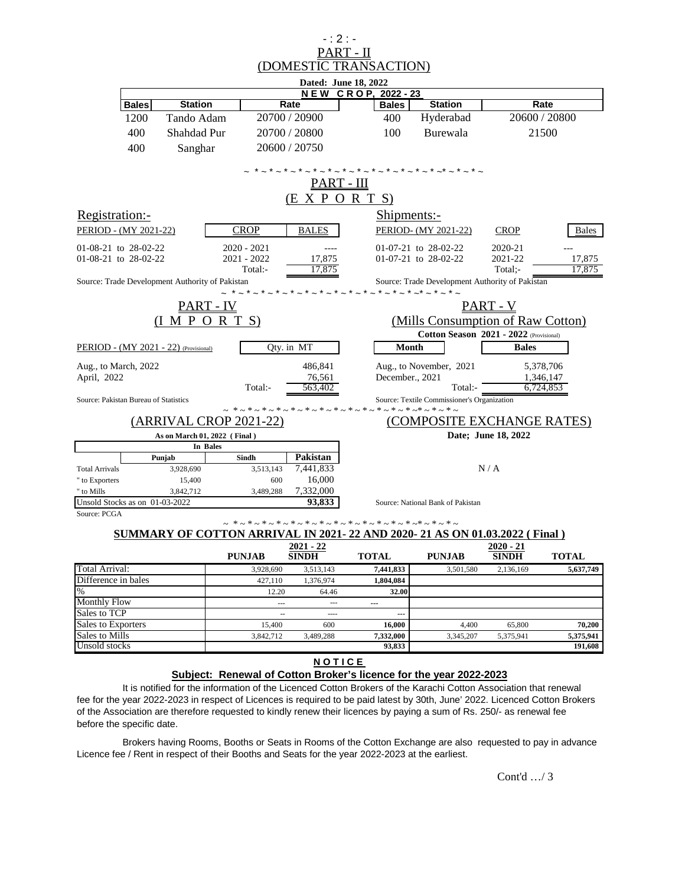# PART - II
## (DOMESTIC TRANSACTION)

**Dated: June 18, 2022**

**N E W C R O P, 2022 - 23**

| Bales | Station | Rate | Bales | Station | Rate |
|---|---|---|---|---|---|
| 1200 | Tando Adam | 20700 / 20900 | 400 | Hyderabad | 20600 / 20800 |
| 400 | Shahdad Pur | 20700 / 20800 | 100 | Burewala | 21500 |
| 400 | Sanghar | 20600 / 20750 | | | |

~ * ~ * ~ * ~ * ~ * ~ * ~ * ~ * ~ * ~ * ~ * ~ * ~ * ~* ~ * ~ * ~

# PART - III
## (E X P O R T S)

**Registration:-**

| PERIOD - (MY 2021-22) | CROP | BALES |
|---|---|---|
| 01-08-21 to 28-02-22 | 2020 - 2021 | ---- |
| 01-08-21 to 28-02-22 | 2021 - 2022 | 17,875 |
| | Total:- | 17,875 |

Source: Trade Development Authority of Pakistan

**Shipments:-**

| PERIOD- (MY 2021-22) | CROP | Bales |
|---|---|---|
| 01-07-21 to 28-02-22 | 2020-21 | --- |
| 01-07-21 to 28-02-22 | 2021-22 | 17,875 |
| | Total;- | 17,875 |

Source: Trade Development Authority of Pakistan

~ * ~ * ~ * ~ * ~ * ~ * ~ * ~ * ~ * ~ * ~ * ~ * ~ * ~* ~ * ~ * ~

# PART - IV
## (I M P O R T S)

| PERIOD - (MY 2021 - 22) (Provisional) | | Qty. in MT |
|---|---|---|
| Aug., to March, 2022 | | 486,841 |
| April, 2022 | | 76,561 |
| | Total:- | 563,402 |

Source: Pakistan Bureau of Statistics

# PART - V
## (Mills Consumption of Raw Cotton)

**Cotton Season 2021 - 2022** (Provisional)

| Month | | Bales |
|---|---|---|
| Aug., to November, 2021 | | 5,378,706 |
| December., 2021 | | 1,346,147 |
| | Total:- | 6,724,853 |

Source: Textile Commissioner's Organization

~ * ~ * ~ * ~ * ~ * ~ * ~ * ~ * ~ * ~ * ~ * ~ * ~ * ~* ~ * ~ * ~

## (ARRIVAL CROP 2021-22)

**As on March 01, 2022 ( Final )**

**In Bales**

| | Punjab | Sindh | Pakistan |
|---|---|---|---|
| Total Arrivals | 3,928,690 | 3,513,143 | 7,441,833 |
| " to Exporters | 15,400 | 600 | 16,000 |
| " to Mills | 3,842,712 | 3,489,288 | 7,332,000 |
| Unsold Stocks as on 01-03-2022 | | | 93,833 |

Source: PCGA

## (COMPOSITE EXCHANGE RATES)

**Date; June 18, 2022**

N / A

Source: National Bank of Pakistan

~ * ~ * ~ * ~ * ~ * ~ * ~ * ~ * ~ * ~ * ~ * ~ * ~ * ~* ~ * ~ * ~

## SUMMARY OF COTTON ARRIVAL IN 2021- 22 AND 2020- 21 AS ON 01.03.2022 ( Final )

| | 2021 - 22 | | | 2020 - 21 | | |
|---|---|---|---|---|---|---|
| | PUNJAB | SINDH | TOTAL | PUNJAB | SINDH | TOTAL |
| Total Arrival: | 3,928,690 | 3,513,143 | 7,441,833 | 3,501,580 | 2,136,169 | 5,637,749 |
| Difference in bales | 427,110 | 1,376,974 | 1,804,084 | | | |
| % | 12.20 | 64.46 | 32.00 | | | |
| Monthly Flow | --- | --- | --- | | | |
| Sales to TCP | -- | ---- | --- | | | |
| Sales to Exporters | 15,400 | 600 | 16,000 | 4,400 | 65,800 | 70,200 |
| Sales to Mills | 3,842,712 | 3,489,288 | 7,332,000 | 3,345,207 | 5,375,941 | 5,375,941 |
| Unsold stocks | | | 93,833 | | | 191,608 |

## N O T I C E

**Subject: Renewal of Cotton Broker's licence for the year 2022-2023**

It is notified for the information of the Licenced Cotton Brokers of the Karachi Cotton Association that renewal fee for the year 2022-2023 in respect of Licences is required to be paid latest by 30th, June' 2022. Licenced Cotton Brokers of the Association are therefore requested to kindly renew their licences by paying a sum of Rs. 250/- as renewal fee before the specific date.

Brokers having Rooms, Booths or Seats in Rooms of the Cotton Exchange are also requested to pay in advance Licence fee / Rent in respect of their Booths and Seats for the year 2022-2023 at the earliest.

Cont'd …/ 3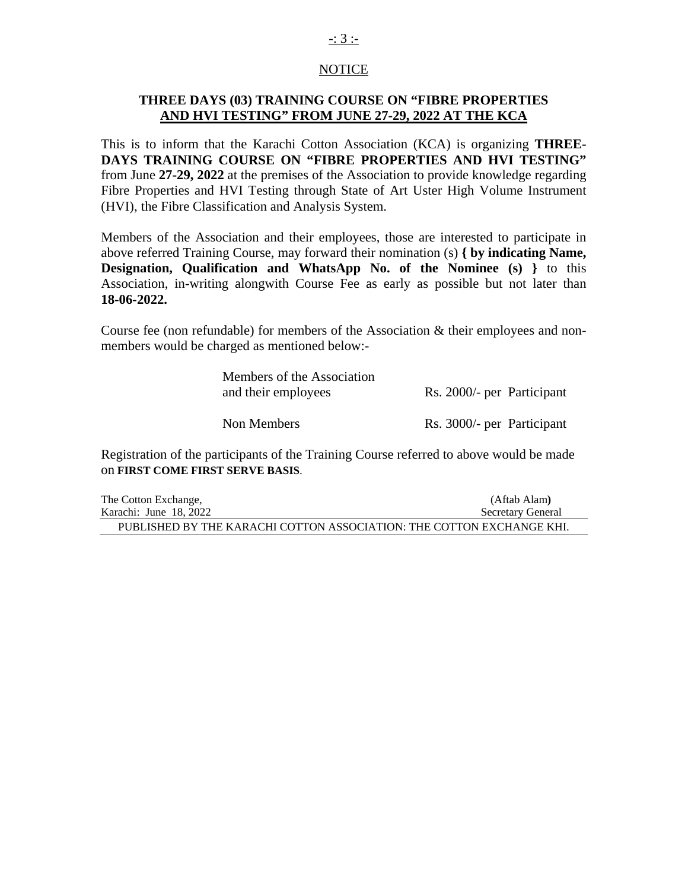## NOTICE

### THREE DAYS (03) TRAINING COURSE ON "FIBRE PROPERTIES AND HVI TESTING" FROM JUNE 27-29, 2022 AT THE KCA

This is to inform that the Karachi Cotton Association (KCA) is organizing **THREE-DAYS TRAINING COURSE ON "FIBRE PROPERTIES AND HVI TESTING"** from June **27-29, 2022** at the premises of the Association to provide knowledge regarding Fibre Properties and HVI Testing through State of Art Uster High Volume Instrument (HVI), the Fibre Classification and Analysis System.

Members of the Association and their employees, those are interested to participate in above referred Training Course, may forward their nomination (s) **{ by indicating Name, Designation, Qualification and WhatsApp No. of the Nominee (s) }** to this Association, in-writing alongwith Course Fee as early as possible but not later than **18-06-2022.**

Course fee (non refundable) for members of the Association & their employees and non-members would be charged as mentioned below:-

| | |
|---|---|
| Members of the Association and their employees | Rs. 2000/- per Participant |
| Non Members | Rs. 3000/- per Participant |

Registration of the participants of the Training Course referred to above would be made on **FIRST COME FIRST SERVE BASIS**.

The Cotton Exchange,
Karachi: June 18, 2022

(Aftab Alam)
Secretary General

PUBLISHED BY THE KARACHI COTTON ASSOCIATION: THE COTTON EXCHANGE KHI.